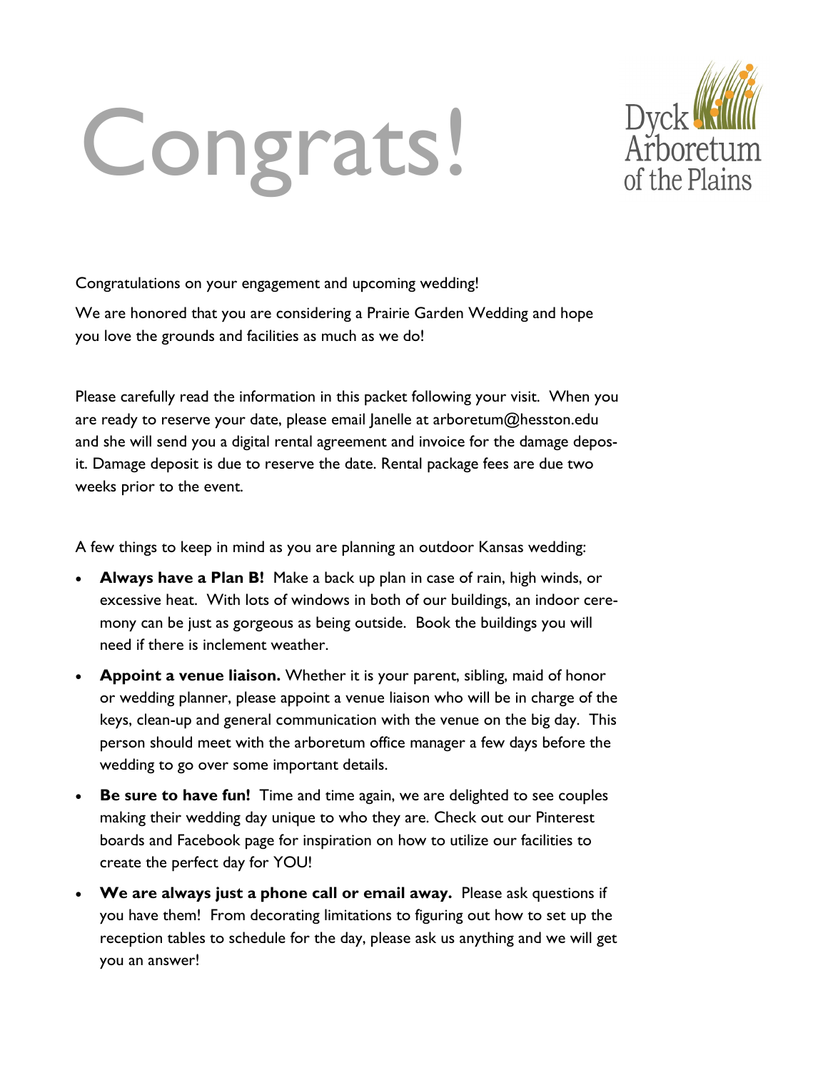# Congrats!

Dyck Arboretum of the Plains

Congratulations on your engagement and upcoming wedding!

We are honored that you are considering a Prairie Garden Wedding and hope you love the grounds and facilities as much as we do!

Please carefully read the information in this packet following your visit. When you are ready to reserve your date, please email Janelle at arboretum@hesston.edu and she will send you a digital rental agreement and invoice for the damage deposit. Damage deposit is due to reserve the date. Rental package fees are due two weeks prior to the event.

A few things to keep in mind as you are planning an outdoor Kansas wedding:

- **Always have a Plan B!** Make a back up plan in case of rain, high winds, or excessive heat. With lots of windows in both of our buildings, an indoor ceremony can be just as gorgeous as being outside. Book the buildings you will need if there is inclement weather.
- **Appoint a venue liaison.** Whether it is your parent, sibling, maid of honor or wedding planner, please appoint a venue liaison who will be in charge of the keys, clean-up and general communication with the venue on the big day. This person should meet with the arboretum office manager a few days before the wedding to go over some important details.
- **Be sure to have fun!** Time and time again, we are delighted to see couples making their wedding day unique to who they are. Check out our Pinterest boards and Facebook page for inspiration on how to utilize our facilities to create the perfect day for YOU!
- **We are always just a phone call or email away.** Please ask questions if you have them! From decorating limitations to figuring out how to set up the reception tables to schedule for the day, please ask us anything and we will get you an answer!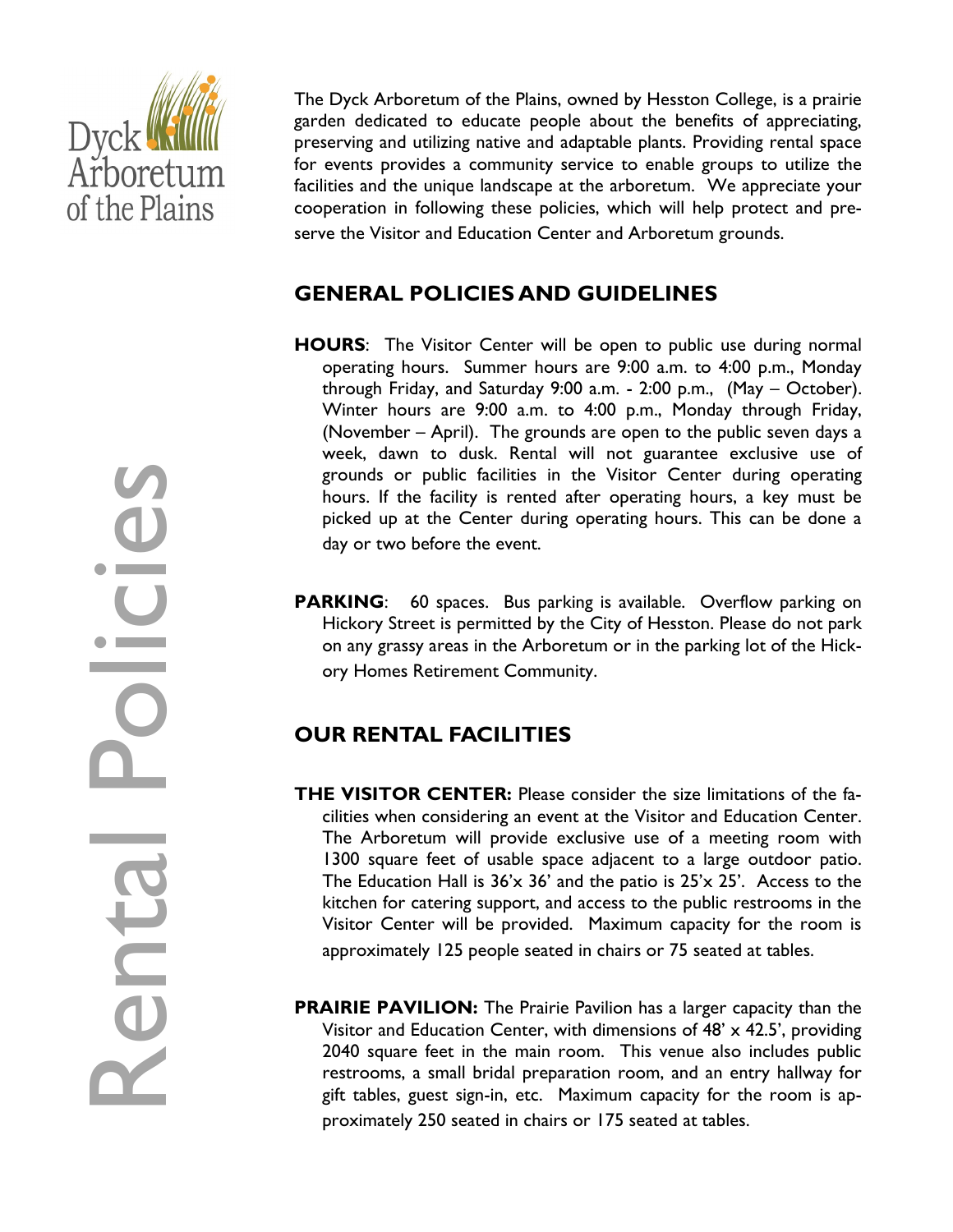Dyck Arboretum of the Plains

# Rental Policies

The Dyck Arboretum of the Plains, owned by Hesston College, is a prairie garden dedicated to educate people about the benefits of appreciating, preserving and utilizing native and adaptable plants. Providing rental space for events provides a community service to enable groups to utilize the facilities and the unique landscape at the arboretum. We appreciate your cooperation in following these policies, which will help protect and preserve the Visitor and Education Center and Arboretum grounds.

## GENERAL POLICIES AND GUIDELINES

**HOURS**: The Visitor Center will be open to public use during normal operating hours. Summer hours are 9:00 a.m. to 4:00 p.m., Monday through Friday, and Saturday 9:00 a.m. - 2:00 p.m., (May – October). Winter hours are 9:00 a.m. to 4:00 p.m., Monday through Friday, (November – April). The grounds are open to the public seven days a week, dawn to dusk. Rental will not guarantee exclusive use of grounds or public facilities in the Visitor Center during operating hours. If the facility is rented after operating hours, a key must be picked up at the Center during operating hours. This can be done a day or two before the event.

**PARKING**: 60 spaces. Bus parking is available. Overflow parking on Hickory Street is permitted by the City of Hesston. Please do not park on any grassy areas in the Arboretum or in the parking lot of the Hickory Homes Retirement Community.

## OUR RENTAL FACILITIES

**THE VISITOR CENTER:** Please consider the size limitations of the facilities when considering an event at the Visitor and Education Center. The Arboretum will provide exclusive use of a meeting room with 1300 square feet of usable space adjacent to a large outdoor patio. The Education Hall is 36'x 36' and the patio is 25'x 25'. Access to the kitchen for catering support, and access to the public restrooms in the Visitor Center will be provided. Maximum capacity for the room is approximately 125 people seated in chairs or 75 seated at tables.

**PRAIRIE PAVILION:** The Prairie Pavilion has a larger capacity than the Visitor and Education Center, with dimensions of 48' x 42.5', providing 2040 square feet in the main room. This venue also includes public restrooms, a small bridal preparation room, and an entry hallway for gift tables, guest sign-in, etc. Maximum capacity for the room is approximately 250 seated in chairs or 175 seated at tables.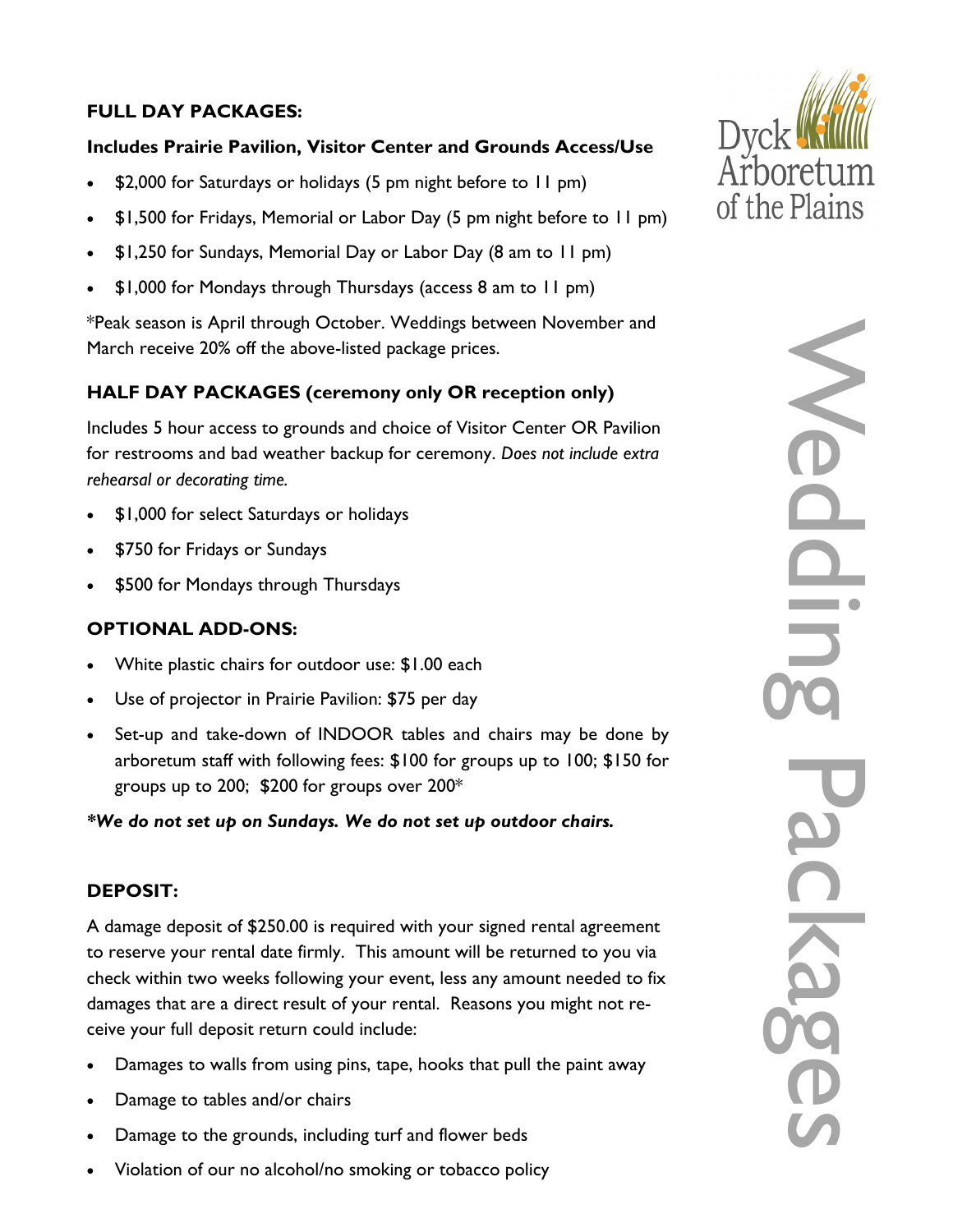Dyck Arboretum of the Plains

# Wedding Packages

**FULL DAY PACKAGES:**

**Includes Prairie Pavilion, Visitor Center and Grounds Access/Use**

- $2,000 for Saturdays or holidays (5 pm night before to 11 pm)
- $1,500 for Fridays, Memorial or Labor Day (5 pm night before to 11 pm)
- $1,250 for Sundays, Memorial Day or Labor Day (8 am to 11 pm)
- $1,000 for Mondays through Thursdays (access 8 am to 11 pm)

*Peak season is April through October. Weddings between November and March receive 20% off the above-listed package prices.

**HALF DAY PACKAGES (ceremony only OR reception only)**

Includes 5 hour access to grounds and choice of Visitor Center OR Pavilion for restrooms and bad weather backup for ceremony. *Does not include extra rehearsal or decorating time.*

- $1,000 for select Saturdays or holidays
- $750 for Fridays or Sundays
- $500 for Mondays through Thursdays

**OPTIONAL ADD-ONS:**

- White plastic chairs for outdoor use: $1.00 each
- Use of projector in Prairie Pavilion: $75 per day
- Set-up and take-down of INDOOR tables and chairs may be done by arboretum staff with following fees: $100 for groups up to 100; $150 for groups up to 200; $200 for groups over 200*

***We do not set up on Sundays. We do not set up outdoor chairs.***

**DEPOSIT:**

A damage deposit of $250.00 is required with your signed rental agreement to reserve your rental date firmly. This amount will be returned to you via check within two weeks following your event, less any amount needed to fix damages that are a direct result of your rental. Reasons you might not receive your full deposit return could include:

- Damages to walls from using pins, tape, hooks that pull the paint away
- Damage to tables and/or chairs
- Damage to the grounds, including turf and flower beds
- Violation of our no alcohol/no smoking or tobacco policy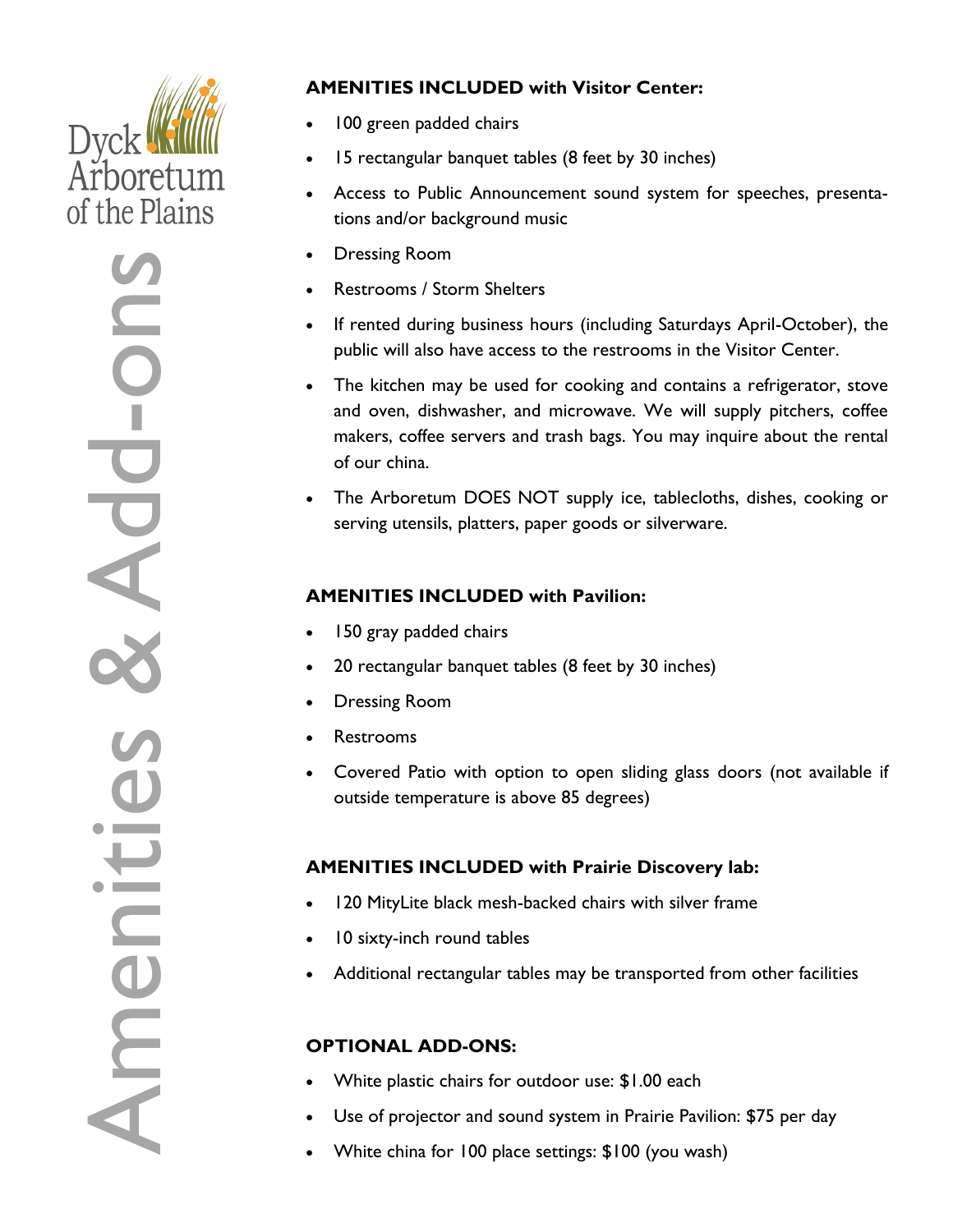Dyck Arboretum of the Plains

# Amenities & Add-ons

**AMENITIES INCLUDED with Visitor Center:**

- 100 green padded chairs
- 15 rectangular banquet tables (8 feet by 30 inches)
- Access to Public Announcement sound system for speeches, presentations and/or background music
- Dressing Room
- Restrooms / Storm Shelters
- If rented during business hours (including Saturdays April-October), the public will also have access to the restrooms in the Visitor Center.
- The kitchen may be used for cooking and contains a refrigerator, stove and oven, dishwasher, and microwave. We will supply pitchers, coffee makers, coffee servers and trash bags. You may inquire about the rental of our china.
- The Arboretum DOES NOT supply ice, tablecloths, dishes, cooking or serving utensils, platters, paper goods or silverware.

**AMENITIES INCLUDED with Pavilion:**

- 150 gray padded chairs
- 20 rectangular banquet tables (8 feet by 30 inches)
- Dressing Room
- Restrooms
- Covered Patio with option to open sliding glass doors (not available if outside temperature is above 85 degrees)

**AMENITIES INCLUDED with Prairie Discovery lab:**

- 120 MityLite black mesh-backed chairs with silver frame
- 10 sixty-inch round tables
- Additional rectangular tables may be transported from other facilities

**OPTIONAL ADD-ONS:**

- White plastic chairs for outdoor use: $1.00 each
- Use of projector and sound system in Prairie Pavilion: $75 per day
- White china for 100 place settings: $100 (you wash)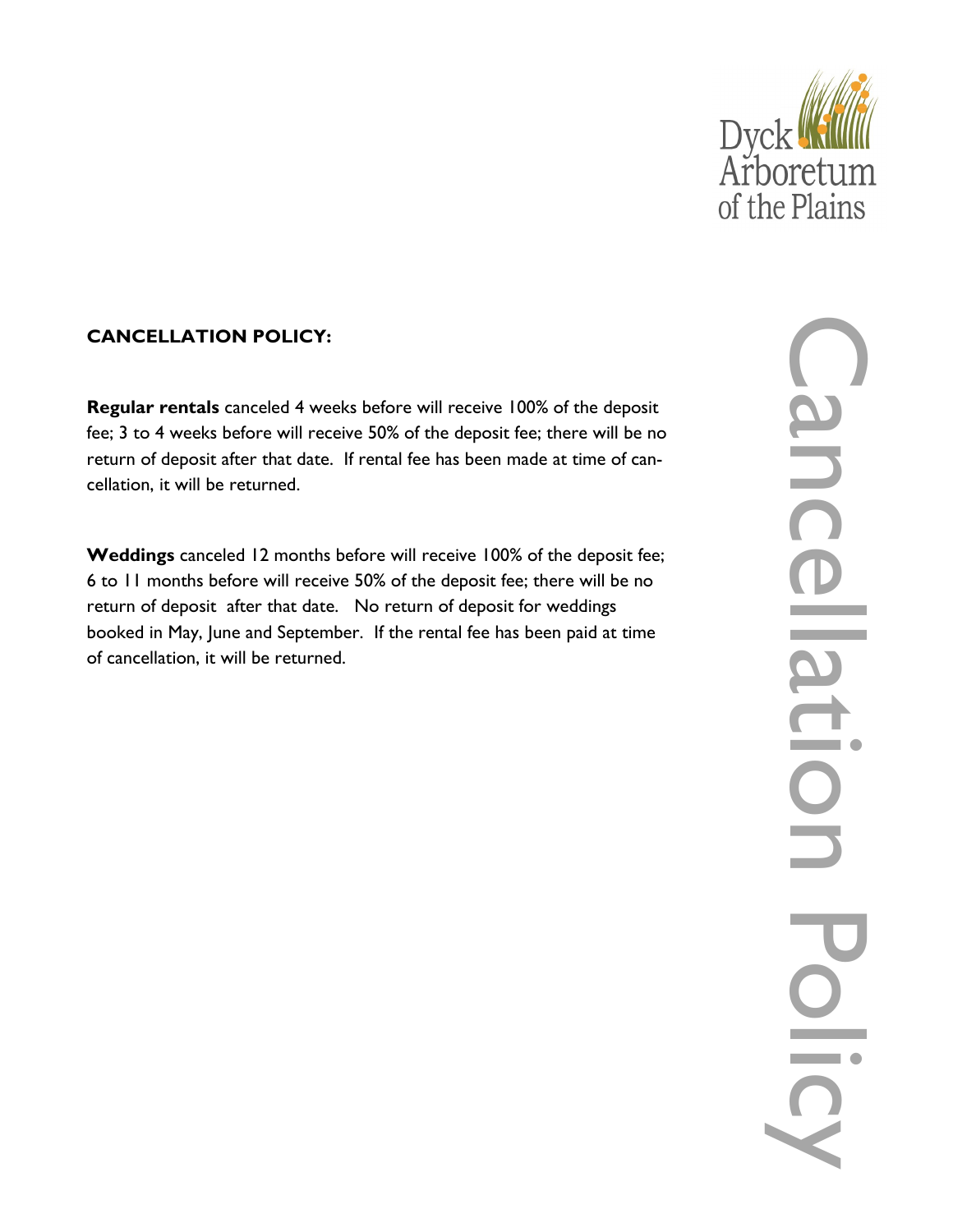Dyck Arboretum of the Plains

# Cancellation Policy

**CANCELLATION POLICY:**

**Regular rentals** canceled 4 weeks before will receive 100% of the deposit fee; 3 to 4 weeks before will receive 50% of the deposit fee; there will be no return of deposit after that date. If rental fee has been made at time of cancellation, it will be returned.

**Weddings** canceled 12 months before will receive 100% of the deposit fee; 6 to 11 months before will receive 50% of the deposit fee; there will be no return of deposit after that date. No return of deposit for weddings booked in May, June and September. If the rental fee has been paid at time of cancellation, it will be returned.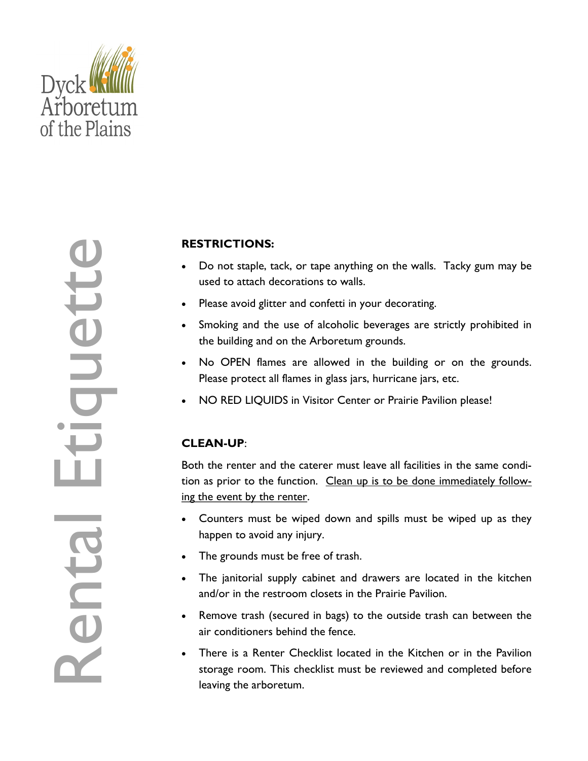Dyck Arboretum of the Plains

# Rental Etiquette

**RESTRICTIONS:**

- Do not staple, tack, or tape anything on the walls. Tacky gum may be used to attach decorations to walls.
- Please avoid glitter and confetti in your decorating.
- Smoking and the use of alcoholic beverages are strictly prohibited in the building and on the Arboretum grounds.
- No OPEN flames are allowed in the building or on the grounds. Please protect all flames in glass jars, hurricane jars, etc.
- NO RED LIQUIDS in Visitor Center or Prairie Pavilion please!

**CLEAN-UP**:

Both the renter and the caterer must leave all facilities in the same condition as prior to the function. <u>Clean up is to be done immediately following the event by the renter</u>.

- Counters must be wiped down and spills must be wiped up as they happen to avoid any injury.
- The grounds must be free of trash.
- The janitorial supply cabinet and drawers are located in the kitchen and/or in the restroom closets in the Prairie Pavilion.
- Remove trash (secured in bags) to the outside trash can between the air conditioners behind the fence.
- There is a Renter Checklist located in the Kitchen or in the Pavilion storage room. This checklist must be reviewed and completed before leaving the arboretum.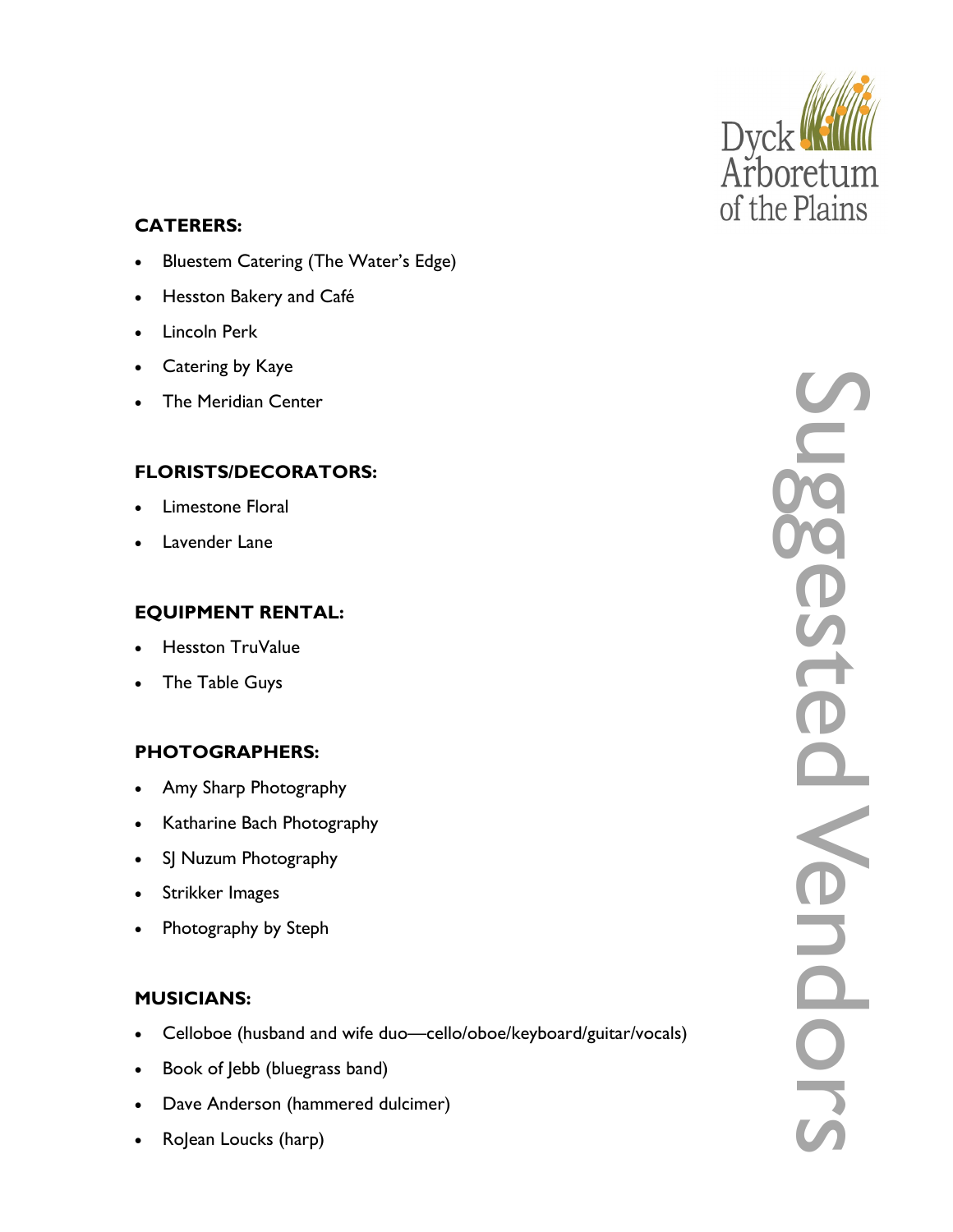Dyck Arboretum of the Plains

# Suggested Vendors

**CATERERS:**

- Bluestem Catering (The Water's Edge)
- Hesston Bakery and Café
- Lincoln Perk
- Catering by Kaye
- The Meridian Center

**FLORISTS/DECORATORS:**

- Limestone Floral
- Lavender Lane

**EQUIPMENT RENTAL:**

- Hesston TruValue
- The Table Guys

**PHOTOGRAPHERS:**

- Amy Sharp Photography
- Katharine Bach Photography
- SJ Nuzum Photography
- Strikker Images
- Photography by Steph

**MUSICIANS:**

- Celloboe (husband and wife duo—cello/oboe/keyboard/guitar/vocals)
- Book of Jebb (bluegrass band)
- Dave Anderson (hammered dulcimer)
- RoJean Loucks (harp)